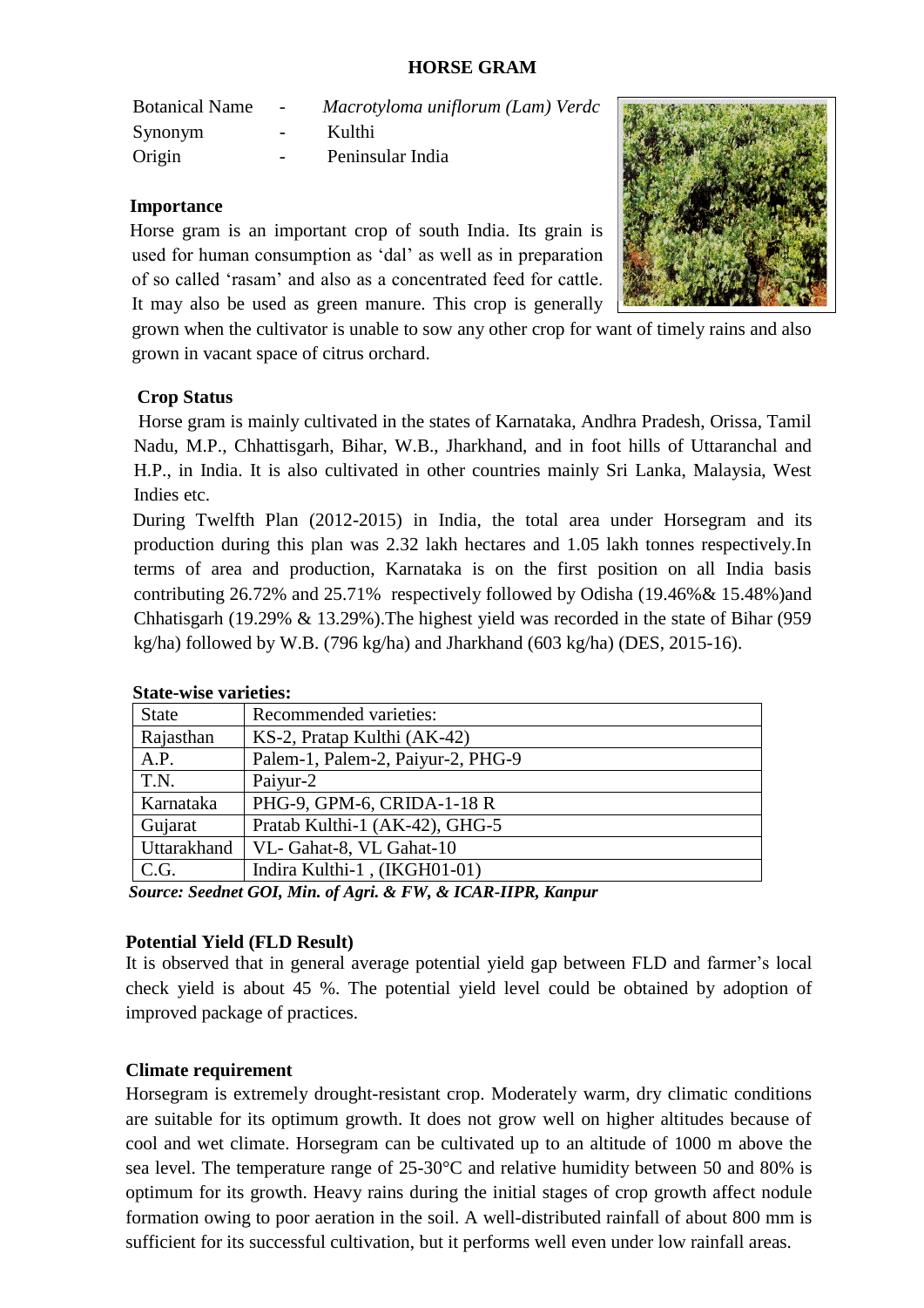# HORSE GRAM

| | | |
|---|---|---|
| Botanical Name | - | *Macrotyloma uniflorum (Lam) Verdc* |
| Synonym | - | Kulthi |
| Origin | - | Peninsular India |

## Importance

Horse gram is an important crop of south India. Its grain is used for human consumption as 'dal' as well as in preparation of so called 'rasam' and also as a concentrated feed for cattle. It may also be used as green manure. This crop is generally grown when the cultivator is unable to sow any other crop for want of timely rains and also grown in vacant space of citrus orchard.

## Crop Status

Horse gram is mainly cultivated in the states of Karnataka, Andhra Pradesh, Orissa, Tamil Nadu, M.P., Chhattisgarh, Bihar, W.B., Jharkhand, and in foot hills of Uttaranchal and H.P., in India. It is also cultivated in other countries mainly Sri Lanka, Malaysia, West Indies etc.

During Twelfth Plan (2012-2015) in India, the total area under Horsegram and its production during this plan was 2.32 lakh hectares and 1.05 lakh tonnes respectively.In terms of area and production, Karnataka is on the first position on all India basis contributing 26.72% and 25.71% respectively followed by Odisha (19.46%& 15.48%)and Chhatisgarh (19.29% & 13.29%).The highest yield was recorded in the state of Bihar (959 kg/ha) followed by W.B. (796 kg/ha) and Jharkhand (603 kg/ha) (DES, 2015-16).

**State-wise varieties:**

| State | Recommended varieties: |
|---|---|
| Rajasthan | KS-2, Pratap Kulthi (AK-42) |
| A.P. | Palem-1, Palem-2, Paiyur-2, PHG-9 |
| T.N. | Paiyur-2 |
| Karnataka | PHG-9, GPM-6, CRIDA-1-18 R |
| Gujarat | Pratab Kulthi-1 (AK-42), GHG-5 |
| Uttarakhand | VL- Gahat-8, VL Gahat-10 |
| C.G. | Indira Kulthi-1 , (IKGH01-01) |

***Source: Seednet GOI, Min. of Agri. & FW, & ICAR-IIPR, Kanpur***

## Potential Yield (FLD Result)

It is observed that in general average potential yield gap between FLD and farmer's local check yield is about 45 %. The potential yield level could be obtained by adoption of improved package of practices.

## Climate requirement

Horsegram is extremely drought-resistant crop. Moderately warm, dry climatic conditions are suitable for its optimum growth. It does not grow well on higher altitudes because of cool and wet climate. Horsegram can be cultivated up to an altitude of 1000 m above the sea level. The temperature range of 25-30°C and relative humidity between 50 and 80% is optimum for its growth. Heavy rains during the initial stages of crop growth affect nodule formation owing to poor aeration in the soil. A well-distributed rainfall of about 800 mm is sufficient for its successful cultivation, but it performs well even under low rainfall areas.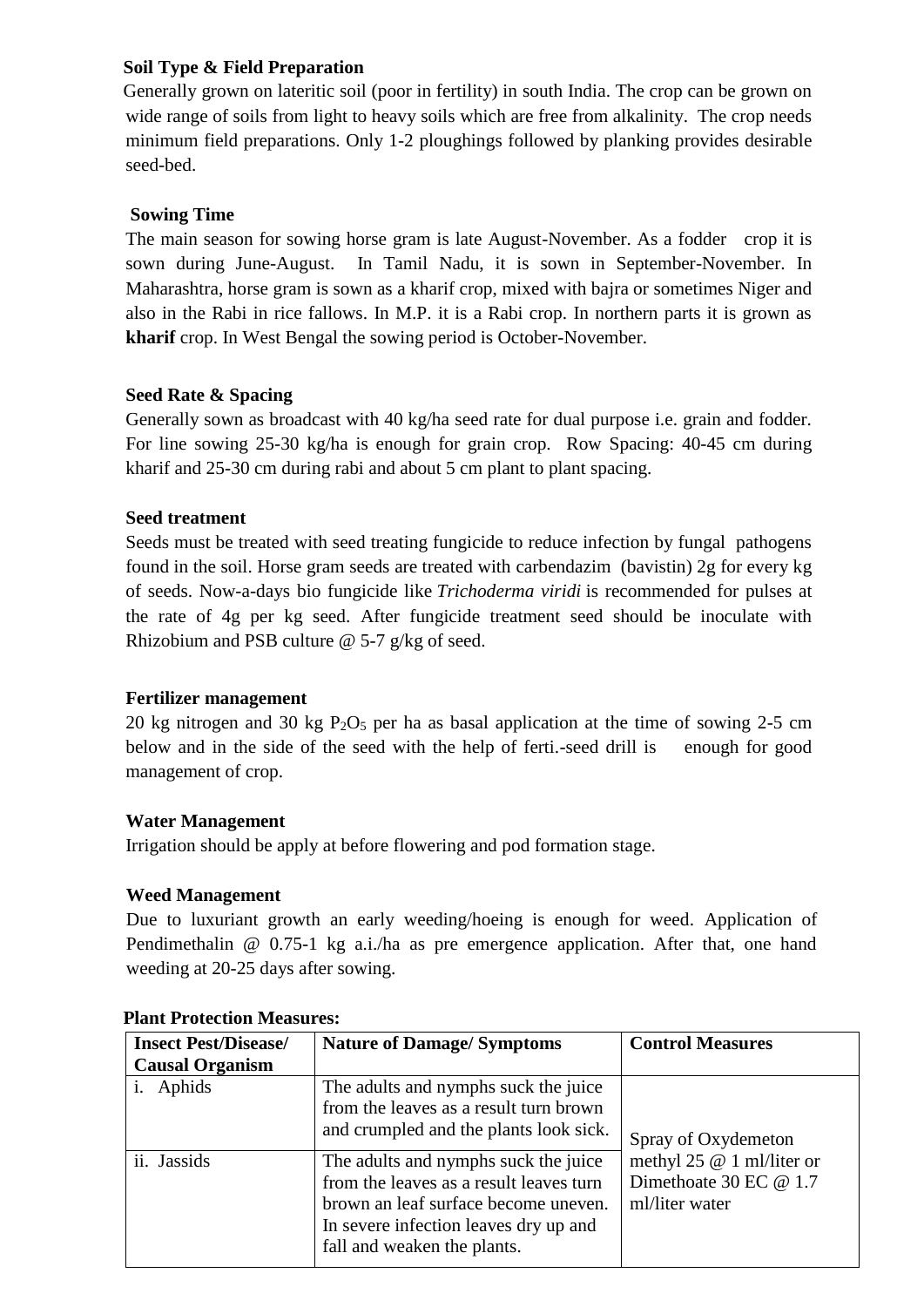**Soil Type & Field Preparation**

Generally grown on lateritic soil (poor in fertility) in south India. The crop can be grown on wide range of soils from light to heavy soils which are free from alkalinity. The crop needs minimum field preparations. Only 1-2 ploughings followed by planking provides desirable seed-bed.

**Sowing Time**

The main season for sowing horse gram is late August-November. As a fodder crop it is sown during June-August. In Tamil Nadu, it is sown in September-November. In Maharashtra, horse gram is sown as a kharif crop, mixed with bajra or sometimes Niger and also in the Rabi in rice fallows. In M.P. it is a Rabi crop. In northern parts it is grown as **kharif** crop. In West Bengal the sowing period is October-November.

**Seed Rate & Spacing**

Generally sown as broadcast with 40 kg/ha seed rate for dual purpose i.e. grain and fodder. For line sowing 25-30 kg/ha is enough for grain crop. Row Spacing: 40-45 cm during kharif and 25-30 cm during rabi and about 5 cm plant to plant spacing.

**Seed treatment**

Seeds must be treated with seed treating fungicide to reduce infection by fungal pathogens found in the soil. Horse gram seeds are treated with carbendazim (bavistin) 2g for every kg of seeds. Now-a-days bio fungicide like *Trichoderma viridi* is recommended for pulses at the rate of 4g per kg seed. After fungicide treatment seed should be inoculate with Rhizobium and PSB culture @ 5-7 g/kg of seed.

**Fertilizer management**

20 kg nitrogen and 30 kg $P_2O_5$ per ha as basal application at the time of sowing 2-5 cm below and in the side of the seed with the help of ferti.-seed drill is enough for good management of crop.

**Water Management**

Irrigation should be apply at before flowering and pod formation stage.

**Weed Management**

Due to luxuriant growth an early weeding/hoeing is enough for weed. Application of Pendimethalin @ 0.75-1 kg a.i./ha as pre emergence application. After that, one hand weeding at 20-25 days after sowing.

**Plant Protection Measures:**

| Insect Pest/Disease/ Causal Organism | Nature of Damage/ Symptoms | Control Measures |
|---|---|---|
| i. Aphids | The adults and nymphs suck the juice from the leaves as a result turn brown and crumpled and the plants look sick. | Spray of Oxydemeton methyl 25 @ 1 ml/liter or Dimethoate 30 EC @ 1.7 ml/liter water |
| ii. Jassids | The adults and nymphs suck the juice from the leaves as a result leaves turn brown an leaf surface become uneven. In severe infection leaves dry up and fall and weaken the plants. | |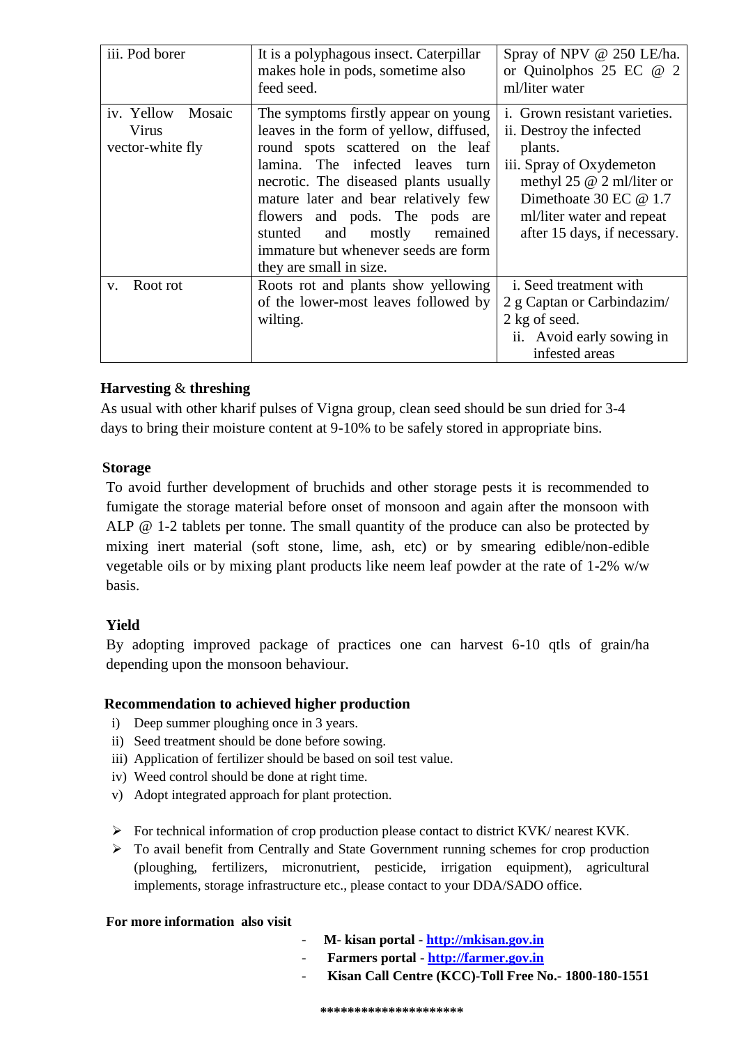| | | |
|---|---|---|
| iii. Pod borer | It is a polyphagous insect. Caterpillar makes hole in pods, sometime also feed seed. | Spray of NPV @ 250 LE/ha. or Quinolphos 25 EC @ 2 ml/liter water |
| iv. Yellow Mosaic Virus vector-white fly | The symptoms firstly appear on young leaves in the form of yellow, diffused, round spots scattered on the leaf lamina. The infected leaves turn necrotic. The diseased plants usually mature later and bear relatively few flowers and pods. The pods are stunted and mostly remained immature but whenever seeds are form they are small in size. | i. Grown resistant varieties.<br>ii. Destroy the infected plants.<br>iii. Spray of Oxydemeton methyl 25 @ 2 ml/liter or Dimethoate 30 EC @ 1.7 ml/liter water and repeat after 15 days, if necessary. |
| v. Root rot | Roots rot and plants show yellowing of the lower-most leaves followed by wilting. | i. Seed treatment with 2 g Captan or Carbindazim/ 2 kg of seed.<br>ii. Avoid early sowing in infested areas |

**Harvesting & threshing**

As usual with other kharif pulses of Vigna group, clean seed should be sun dried for 3-4 days to bring their moisture content at 9-10% to be safely stored in appropriate bins.

**Storage**

To avoid further development of bruchids and other storage pests it is recommended to fumigate the storage material before onset of monsoon and again after the monsoon with ALP @ 1-2 tablets per tonne. The small quantity of the produce can also be protected by mixing inert material (soft stone, lime, ash, etc) or by smearing edible/non-edible vegetable oils or by mixing plant products like neem leaf powder at the rate of 1-2% w/w basis.

**Yield**

By adopting improved package of practices one can harvest 6-10 qtls of grain/ha depending upon the monsoon behaviour.

**Recommendation to achieved higher production**

i) Deep summer ploughing once in 3 years.
ii) Seed treatment should be done before sowing.
iii) Application of fertilizer should be based on soil test value.
iv) Weed control should be done at right time.
v) Adopt integrated approach for plant protection.

- For technical information of crop production please contact to district KVK/ nearest KVK.
- To avail benefit from Centrally and State Government running schemes for crop production (ploughing, fertilizers, micronutrient, pesticide, irrigation equipment), agricultural implements, storage infrastructure etc., please contact to your DDA/SADO office.

**For more information also visit**

- **M- kisan portal - http://mkisan.gov.in**
- **Farmers portal - http://farmer.gov.in**
- **Kisan Call Centre (KCC)-Toll Free No.- 1800-180-1551**

********************